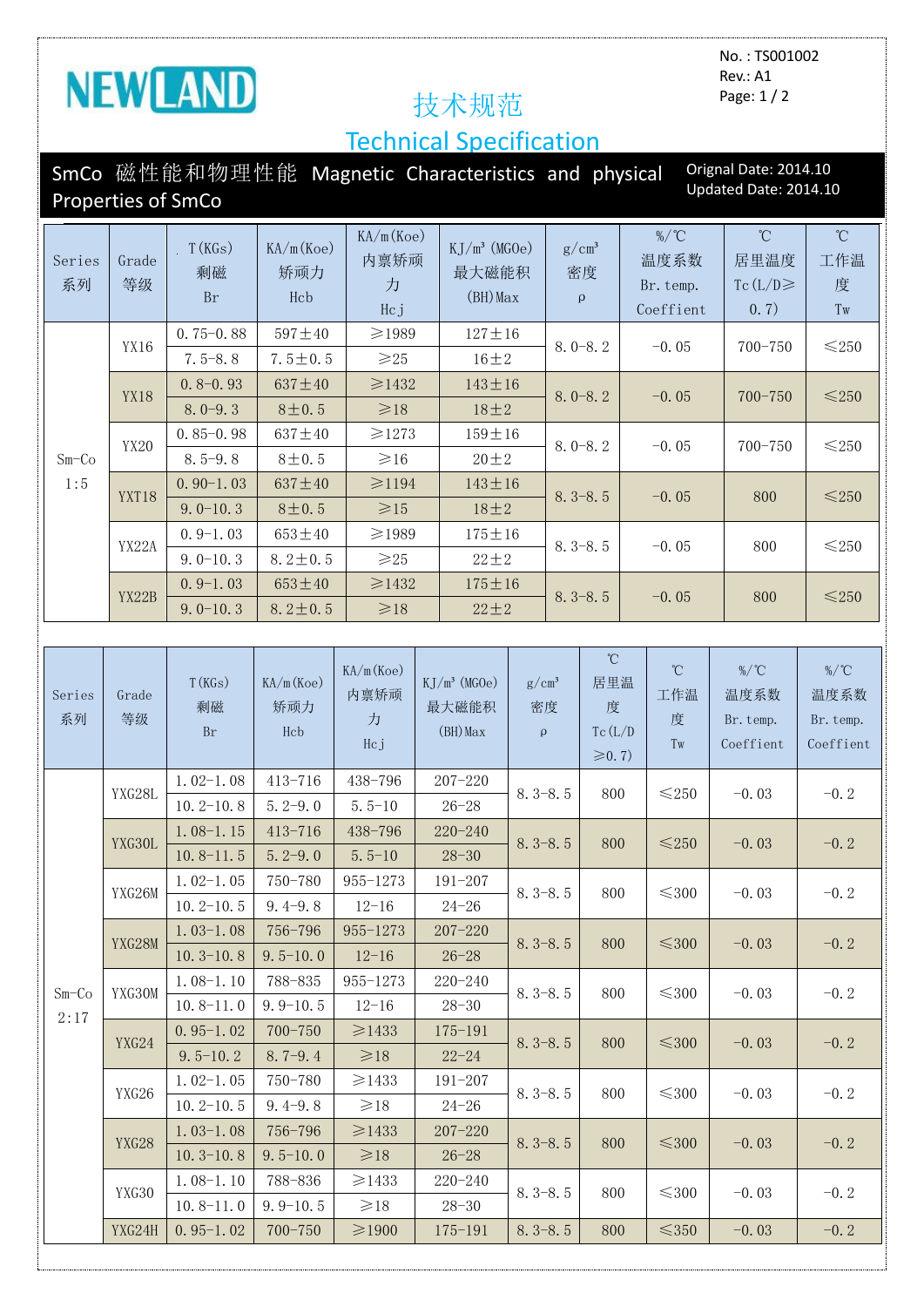NEWLAND

No. : TS001002
Rev.: A1

# 技术规范
# Technical Specification

## SmCo 磁性能和物理性能 Magnetic Characteristics and physical Properties of SmCo

Orignal Date: 2014.10
Updated Date: 2014.10

| Series 系列 | Grade 等级 | T(KGs) 剩磁 Br | KA/m(Koe) 矫顽力 Hcb | KA/m(Koe) 内禀矫顽力 Hcj | KJ/m³ (MGOe) 最大磁能积 (BH)Max | g/cm³ 密度 ρ | %/℃ 温度系数 Br.temp. Coeffient | ℃ 居里温度 Tc(L/D≥0.7) | ℃ 工作温度 Tw |
|---|---|---|---|---|---|---|---|---|---|
| Sm-Co 1:5 | YX16 | 0.75-0.88 | 597±40 | ≥1989 | 127±16 | 8.0-8.2 | -0.05 | 700-750 | ≤250 |
| | | 7.5-8.8 | 7.5±0.5 | ≥25 | 16±2 | | | | |
| | YX18 | 0.8-0.93 | 637±40 | ≥1432 | 143±16 | 8.0-8.2 | -0.05 | 700-750 | ≤250 |
| | | 8.0-9.3 | 8±0.5 | ≥18 | 18±2 | | | | |
| | YX20 | 0.85-0.98 | 637±40 | ≥1273 | 159±16 | 8.0-8.2 | -0.05 | 700-750 | ≤250 |
| | | 8.5-9.8 | 8±0.5 | ≥16 | 20±2 | | | | |
| | YXT18 | 0.90-1.03 | 637±40 | ≥1194 | 143±16 | 8.3-8.5 | -0.05 | 800 | ≤250 |
| | | 9.0-10.3 | 8±0.5 | ≥15 | 18±2 | | | | |
| | YX22A | 0.9-1.03 | 653±40 | ≥1989 | 175±16 | 8.3-8.5 | -0.05 | 800 | ≤250 |
| | | 9.0-10.3 | 8.2±0.5 | ≥25 | 22±2 | | | | |
| | YX22B | 0.9-1.03 | 653±40 | ≥1432 | 175±16 | 8.3-8.5 | -0.05 | 800 | ≤250 |
| | | 9.0-10.3 | 8.2±0.5 | ≥18 | 22±2 | | | | |

| Series 系列 | Grade 等级 | T(KGs) 剩磁 Br | KA/m(Koe) 矫顽力 Hcb | KA/m(Koe) 内禀矫顽力 Hcj | KJ/m³ (MGOe) 最大磁能积 (BH)Max | g/cm³ 密度 ρ | ℃ 居里温度 Tc(L/D≥0.7) | ℃ 工作温度 Tw | %/℃ 温度系数 Br.temp. Coeffient | %/℃ 温度系数 Br.temp. Coeffient |
|---|---|---|---|---|---|---|---|---|---|---|
| Sm-Co 2:17 | YXG28L | 1.02-1.08 | 413-716 | 438-796 | 207-220 | 8.3-8.5 | 800 | ≤250 | -0.03 | -0.2 |
| | | 10.2-10.8 | 5.2-9.0 | 5.5-10 | 26-28 | | | | | |
| | YXG30L | 1.08-1.15 | 413-716 | 438-796 | 220-240 | 8.3-8.5 | 800 | ≤250 | -0.03 | -0.2 |
| | | 10.8-11.5 | 5.2-9.0 | 5.5-10 | 28-30 | | | | | |
| | YXG26M | 1.02-1.05 | 750-780 | 955-1273 | 191-207 | 8.3-8.5 | 800 | ≤300 | -0.03 | -0.2 |
| | | 10.2-10.5 | 9.4-9.8 | 12-16 | 24-26 | | | | | |
| | YXG28M | 1.03-1.08 | 756-796 | 955-1273 | 207-220 | 8.3-8.5 | 800 | ≤300 | -0.03 | -0.2 |
| | | 10.3-10.8 | 9.5-10.0 | 12-16 | 26-28 | | | | | |
| | YXG30M | 1.08-1.10 | 788-835 | 955-1273 | 220-240 | 8.3-8.5 | 800 | ≤300 | -0.03 | -0.2 |
| | | 10.8-11.0 | 9.9-10.5 | 12-16 | 28-30 | | | | | |
| | YXG24 | 0.95-1.02 | 700-750 | ≥1433 | 175-191 | 8.3-8.5 | 800 | ≤300 | -0.03 | -0.2 |
| | | 9.5-10.2 | 8.7-9.4 | ≥18 | 22-24 | | | | | |
| | YXG26 | 1.02-1.05 | 750-780 | ≥1433 | 191-207 | 8.3-8.5 | 800 | ≤300 | -0.03 | -0.2 |
| | | 10.2-10.5 | 9.4-9.8 | ≥18 | 24-26 | | | | | |
| | YXG28 | 1.03-1.08 | 756-796 | ≥1433 | 207-220 | 8.3-8.5 | 800 | ≤300 | -0.03 | -0.2 |
| | | 10.3-10.8 | 9.5-10.0 | ≥18 | 26-28 | | | | | |
| | YXG30 | 1.08-1.10 | 788-836 | ≥1433 | 220-240 | 8.3-8.5 | 800 | ≤300 | -0.03 | -0.2 |
| | | 10.8-11.0 | 9.9-10.5 | ≥18 | 28-30 | | | | | |
| | YXG24H | 0.95-1.02 | 700-750 | ≥1900 | 175-191 | 8.3-8.5 | 800 | ≤350 | -0.03 | -0.2 |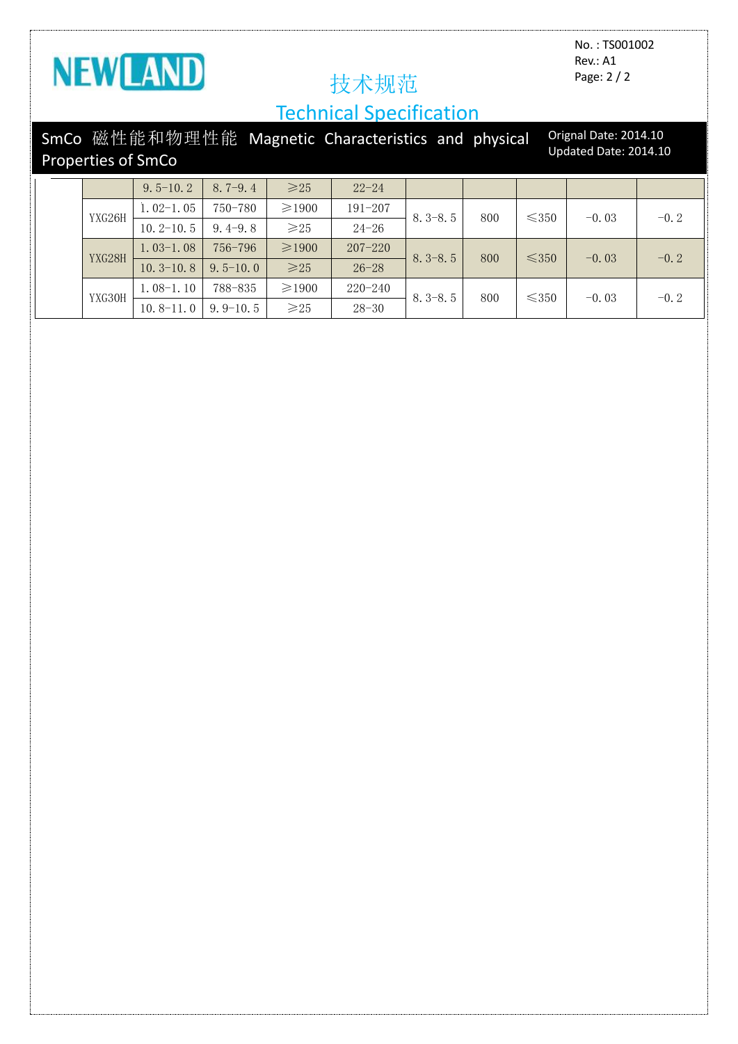# 技术规范

## Technical Specification

**SmCo 磁性能和物理性能 Magnetic Characteristics and physical Properties of SmCo**

Orignal Date: 2014.10
Updated Date: 2014.10

| | | | | | | | | | | |
|---|---|---|---|---|---|---|---|---|---|---|
| | | 9.5-10.2 | 8.7-9.4 | ≥25 | 22-24 | | | | | |
| | YXG26H | 1.02-1.05 | 750-780 | ≥1900 | 191-207 | 8.3-8.5 | 800 | ≤350 | -0.03 | -0.2 |
| | | 10.2-10.5 | 9.4-9.8 | ≥25 | 24-26 | | | | | |
| | YXG28H | 1.03-1.08 | 756-796 | ≥1900 | 207-220 | 8.3-8.5 | 800 | ≤350 | -0.03 | -0.2 |
| | | 10.3-10.8 | 9.5-10.0 | ≥25 | 26-28 | | | | | |
| | YXG30H | 1.08-1.10 | 788-835 | ≥1900 | 220-240 | 8.3-8.5 | 800 | ≤350 | -0.03 | -0.2 |
| | | 10.8-11.0 | 9.9-10.5 | ≥25 | 28-30 | | | | | |